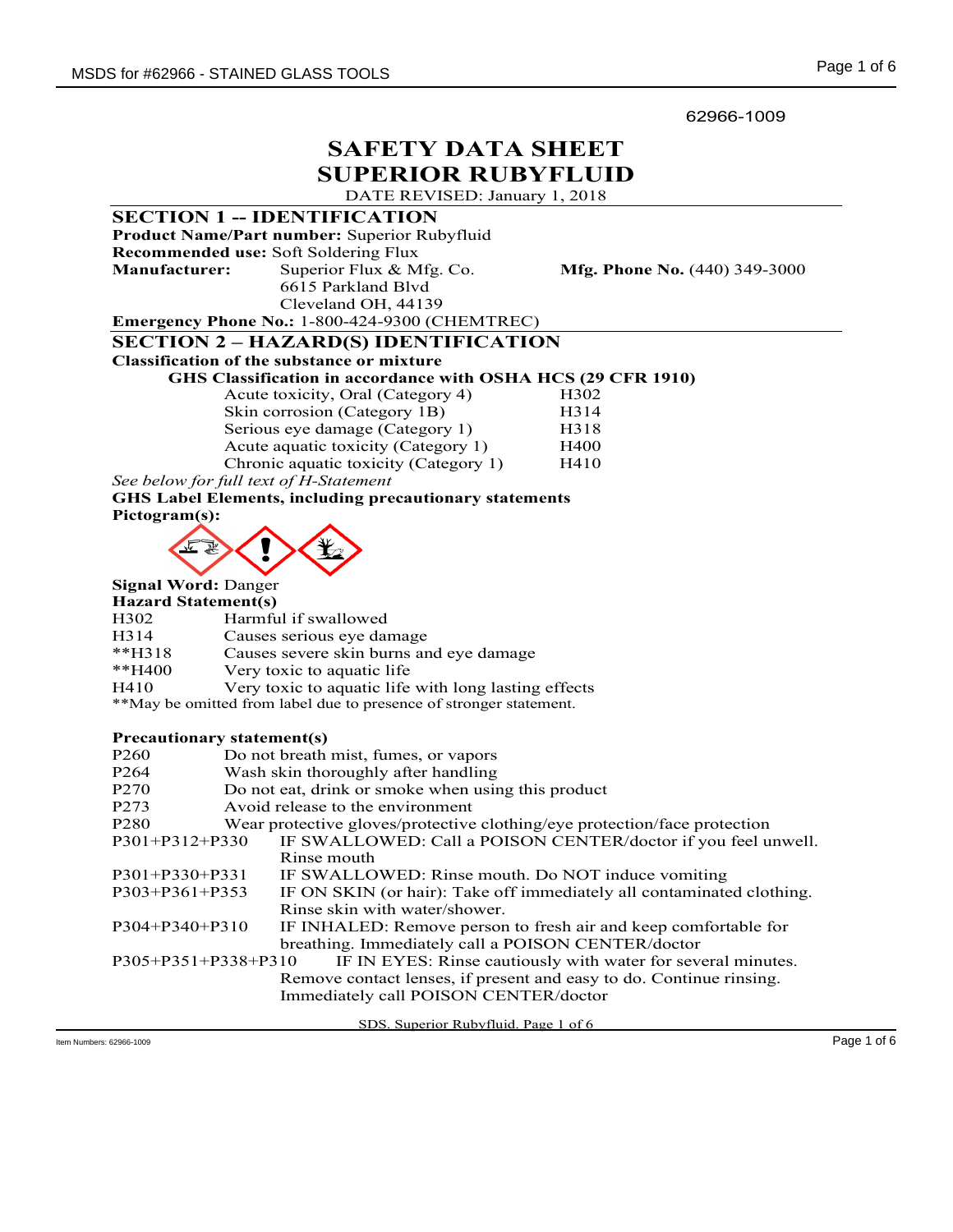62966-1009

# SAFETY DATA SHEET
# SUPERIOR RUBYFLUID

DATE REVISED: January 1, 2018

## SECTION 1 -- IDENTIFICATION

**Product Name/Part number:** Superior Rubyfluid
**Recommended use:** Soft Soldering Flux
**Manufacturer:** Superior Flux & Mfg. Co.
6615 Parkland Blvd
Cleveland OH, 44139
**Mfg. Phone No.** (440) 349-3000
**Emergency Phone No.:** 1-800-424-9300 (CHEMTREC)

## SECTION 2 – HAZARD(S) IDENTIFICATION

**Classification of the substance or mixture**

**GHS Classification in accordance with OSHA HCS (29 CFR 1910)**

| | |
|---|---|
| Acute toxicity, Oral (Category 4) | H302 |
| Skin corrosion (Category 1B) | H314 |
| Serious eye damage (Category 1) | H318 |
| Acute aquatic toxicity (Category 1) | H400 |
| Chronic aquatic toxicity (Category 1) | H410 |

*See below for full text of H-Statement*

**GHS Label Elements, including precautionary statements**

**Pictogram(s):**

**Signal Word:** Danger

**Hazard Statement(s)**

| | |
|---|---|
| H302 | Harmful if swallowed |
| H314 | Causes serious eye damage |
| **H318 | Causes severe skin burns and eye damage |
| **H400 | Very toxic to aquatic life |
| H410 | Very toxic to aquatic life with long lasting effects |

**May be omitted from label due to presence of stronger statement.

**Precautionary statement(s)**

| | |
|---|---|
| P260 | Do not breath mist, fumes, or vapors |
| P264 | Wash skin thoroughly after handling |
| P270 | Do not eat, drink or smoke when using this product |
| P273 | Avoid release to the environment |
| P280 | Wear protective gloves/protective clothing/eye protection/face protection |
| P301+P312+P330 | IF SWALLOWED: Call a POISON CENTER/doctor if you feel unwell. Rinse mouth |
| P301+P330+P331 | IF SWALLOWED: Rinse mouth. Do NOT induce vomiting |
| P303+P361+P353 | IF ON SKIN (or hair): Take off immediately all contaminated clothing. Rinse skin with water/shower. |
| P304+P340+P310 | IF INHALED: Remove person to fresh air and keep comfortable for breathing. Immediately call a POISON CENTER/doctor |
| P305+P351+P338+P310 | IF IN EYES: Rinse cautiously with water for several minutes. Remove contact lenses, if present and easy to do. Continue rinsing. Immediately call POISON CENTER/doctor |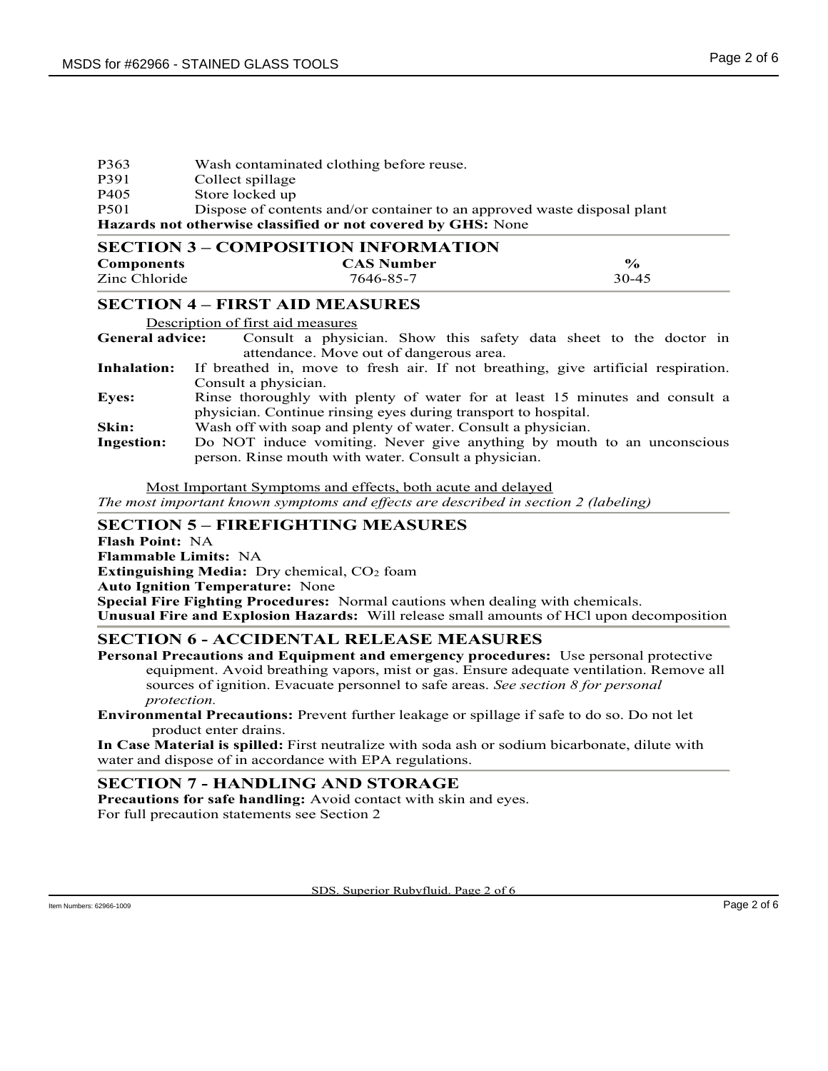P363 Wash contaminated clothing before reuse.
P391 Collect spillage
P405 Store locked up
P501 Dispose of contents and/or container to an approved waste disposal plant

**Hazards not otherwise classified or not covered by GHS:** None

## SECTION 3 – COMPOSITION INFORMATION

| Components | CAS Number | % |
|---|---|---|
| Zinc Chloride | 7646-85-7 | 30-45 |

## SECTION 4 – FIRST AID MEASURES

Description of first aid measures

**General advice:** Consult a physician. Show this safety data sheet to the doctor in attendance. Move out of dangerous area.

**Inhalation:** If breathed in, move to fresh air. If not breathing, give artificial respiration. Consult a physician.

**Eyes:** Rinse thoroughly with plenty of water for at least 15 minutes and consult a physician. Continue rinsing eyes during transport to hospital.

**Skin:** Wash off with soap and plenty of water. Consult a physician.

**Ingestion:** Do NOT induce vomiting. Never give anything by mouth to an unconscious person. Rinse mouth with water. Consult a physician.

Most Important Symptoms and effects, both acute and delayed

*The most important known symptoms and effects are described in section 2 (labeling)*

## SECTION 5 – FIREFIGHTING MEASURES

**Flash Point:** NA
**Flammable Limits:** NA
**Extinguishing Media:** Dry chemical, $CO_2$ foam
**Auto Ignition Temperature:** None
**Special Fire Fighting Procedures:** Normal cautions when dealing with chemicals.
**Unusual Fire and Explosion Hazards:** Will release small amounts of HCl upon decomposition

## SECTION 6 - ACCIDENTAL RELEASE MEASURES

**Personal Precautions and Equipment and emergency procedures:** Use personal protective equipment. Avoid breathing vapors, mist or gas. Ensure adequate ventilation. Remove all sources of ignition. Evacuate personnel to safe areas. *See section 8 for personal protection.*

**Environmental Precautions:** Prevent further leakage or spillage if safe to do so. Do not let product enter drains.

**In Case Material is spilled:** First neutralize with soda ash or sodium bicarbonate, dilute with water and dispose of in accordance with EPA regulations.

## SECTION 7 - HANDLING AND STORAGE

**Precautions for safe handling:** Avoid contact with skin and eyes.
For full precaution statements see Section 2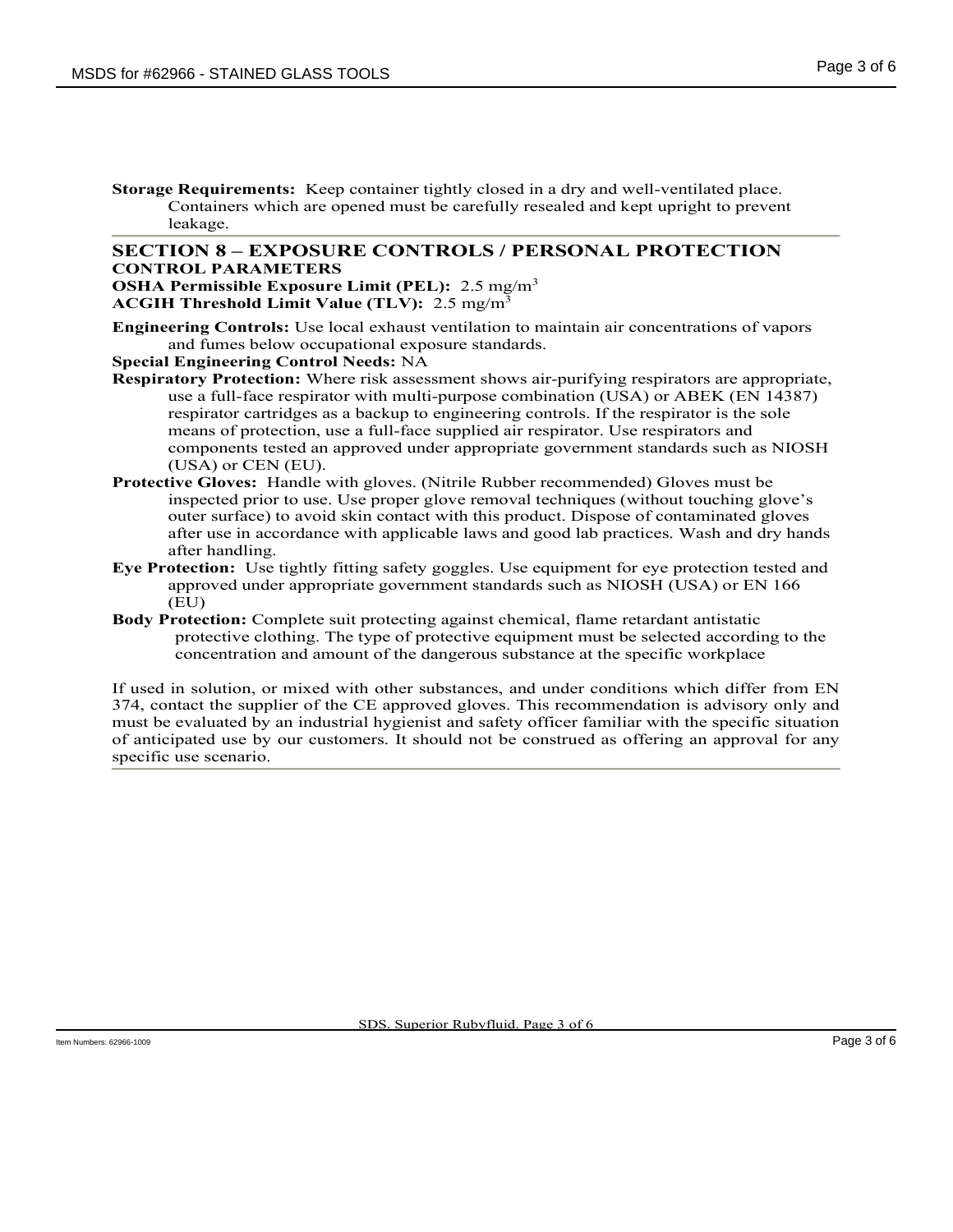**Storage Requirements:** Keep container tightly closed in a dry and well-ventilated place. Containers which are opened must be carefully resealed and kept upright to prevent leakage.

## SECTION 8 – EXPOSURE CONTROLS / PERSONAL PROTECTION

**CONTROL PARAMETERS**

**OSHA Permissible Exposure Limit (PEL):** 2.5 $mg/m^3$

**ACGIH Threshold Limit Value (TLV):** 2.5 $mg/m^3$

**Engineering Controls:** Use local exhaust ventilation to maintain air concentrations of vapors and fumes below occupational exposure standards.

**Special Engineering Control Needs:** NA

**Respiratory Protection:** Where risk assessment shows air-purifying respirators are appropriate, use a full-face respirator with multi-purpose combination (USA) or ABEK (EN 14387) respirator cartridges as a backup to engineering controls. If the respirator is the sole means of protection, use a full-face supplied air respirator. Use respirators and components tested an approved under appropriate government standards such as NIOSH (USA) or CEN (EU).

**Protective Gloves:** Handle with gloves. (Nitrile Rubber recommended) Gloves must be inspected prior to use. Use proper glove removal techniques (without touching glove's outer surface) to avoid skin contact with this product. Dispose of contaminated gloves after use in accordance with applicable laws and good lab practices. Wash and dry hands after handling.

**Eye Protection:** Use tightly fitting safety goggles. Use equipment for eye protection tested and approved under appropriate government standards such as NIOSH (USA) or EN 166 (EU)

**Body Protection:** Complete suit protecting against chemical, flame retardant antistatic protective clothing. The type of protective equipment must be selected according to the concentration and amount of the dangerous substance at the specific workplace

If used in solution, or mixed with other substances, and under conditions which differ from EN 374, contact the supplier of the CE approved gloves. This recommendation is advisory only and must be evaluated by an industrial hygienist and safety officer familiar with the specific situation of anticipated use by our customers. It should not be construed as offering an approval for any specific use scenario.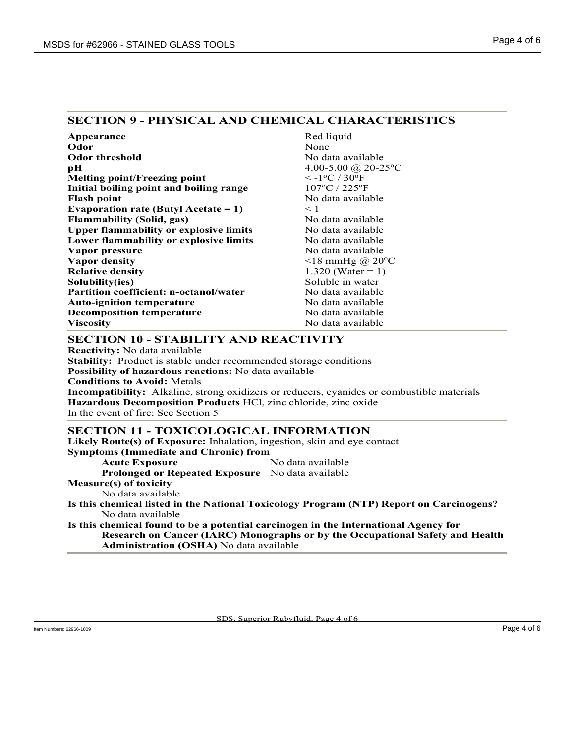## SECTION 9 - PHYSICAL AND CHEMICAL CHARACTERISTICS

| | |
|---|---|
| **Appearance** | Red liquid |
| **Odor** | None |
| **Odor threshold** | No data available |
| **pH** | 4.00-5.00 @ 20-25ºC |
| **Melting point/Freezing point** | < -1ºC / 30ºF |
| **Initial boiling point and boiling range** | 107ºC / 225ºF |
| **Flash point** | No data available |
| **Evaporation rate (Butyl Acetate = 1)** | < 1 |
| **Flammability (Solid, gas)** | No data available |
| **Upper flammability or explosive limits** | No data available |
| **Lower flammability or explosive limits** | No data available |
| **Vapor pressure** | No data available |
| **Vapor density** | <18 mmHg @ 20ºC |
| **Relative density** | 1.320 (Water = 1) |
| **Solubility(ies)** | Soluble in water |
| **Partition coefficient: n-octanol/water** | No data available |
| **Auto-ignition temperature** | No data available |
| **Decomposition temperature** | No data available |
| **Viscosity** | No data available |

## SECTION 10 - STABILITY AND REACTIVITY

**Reactivity:** No data available
**Stability:** Product is stable under recommended storage conditions
**Possibility of hazardous reactions:** No data available
**Conditions to Avoid:** Metals
**Incompatibility:** Alkaline, strong oxidizers or reducers, cyanides or combustible materials
**Hazardous Decomposition Products** HCl, zinc chloride, zinc oxide
In the event of fire: See Section 5

## SECTION 11 - TOXICOLOGICAL INFORMATION

**Likely Route(s) of Exposure:** Inhalation, ingestion, skin and eye contact
**Symptoms (Immediate and Chronic) from**

- **Acute Exposure** No data available
- **Prolonged or Repeated Exposure** No data available

**Measure(s) of toxicity**
No data available

**Is this chemical listed in the National Toxicology Program (NTP) Report on Carcinogens?**
No data available

**Is this chemical found to be a potential carcinogen in the International Agency for Research on Cancer (IARC) Monographs or by the Occupational Safety and Health Administration (OSHA)** No data available

SDS. Superior Rubyfluid. Page 4 of 6

Item Numbers: 62966-1009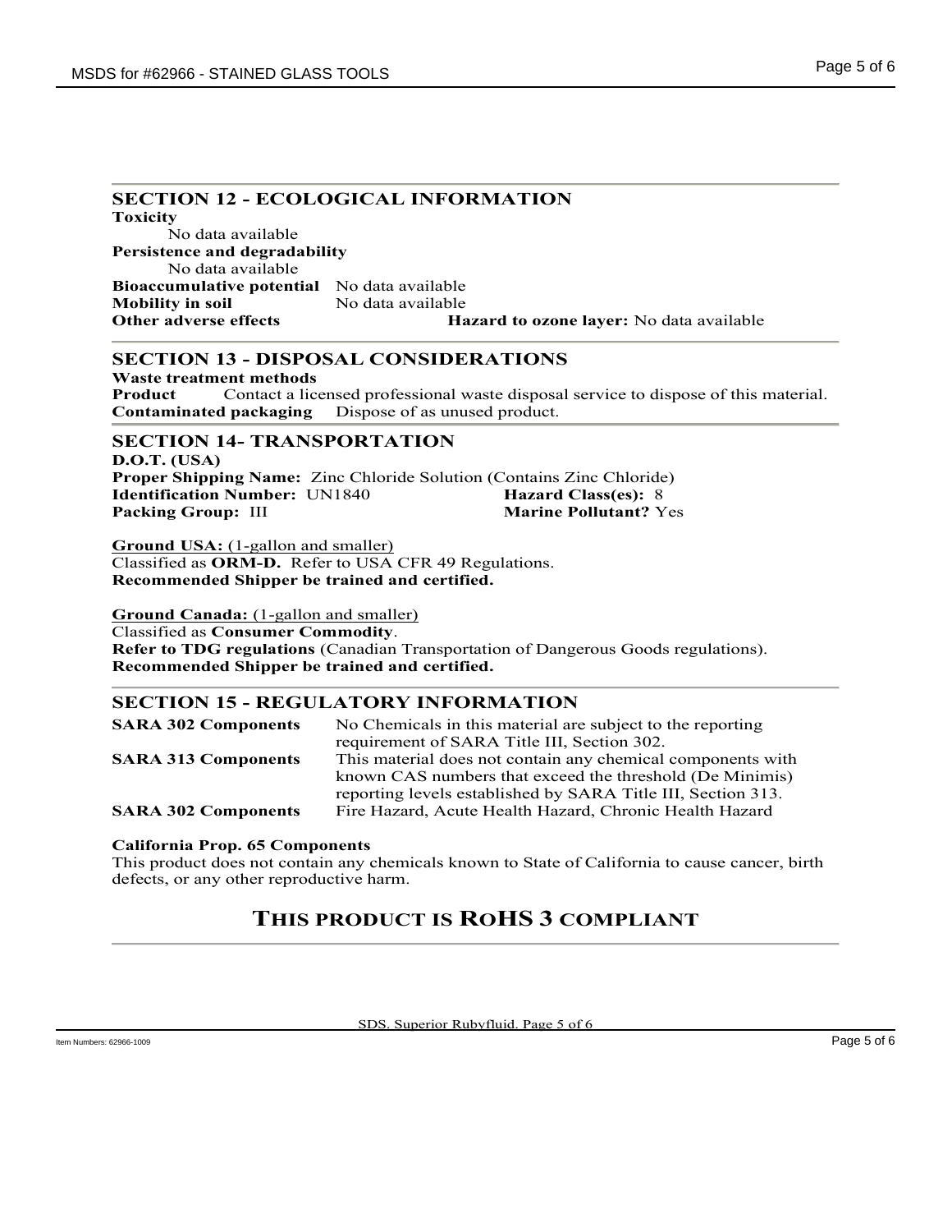## SECTION 12 - ECOLOGICAL INFORMATION

**Toxicity**

No data available

**Persistence and degradability**

No data available

**Bioaccumulative potential** No data available

**Mobility in soil** No data available

**Other adverse effects** **Hazard to ozone layer:** No data available

## SECTION 13 - DISPOSAL CONSIDERATIONS

**Waste treatment methods**

**Product** Contact a licensed professional waste disposal service to dispose of this material.

**Contaminated packaging** Dispose of as unused product.

## SECTION 14- TRANSPORTATION

**D.O.T. (USA)**

**Proper Shipping Name:** Zinc Chloride Solution (Contains Zinc Chloride)

**Identification Number:** UN1840 **Hazard Class(es):** 8

**Packing Group:** III **Marine Pollutant?** Yes

**Ground USA:** (1-gallon and smaller)

Classified as **ORM-D.** Refer to USA CFR 49 Regulations.

**Recommended Shipper be trained and certified.**

**Ground Canada:** (1-gallon and smaller)

Classified as **Consumer Commodity**.

**Refer to TDG regulations** (Canadian Transportation of Dangerous Goods regulations).

**Recommended Shipper be trained and certified.**

## SECTION 15 - REGULATORY INFORMATION

| | |
|---|---|
| **SARA 302 Components** | No Chemicals in this material are subject to the reporting requirement of SARA Title III, Section 302. |
| **SARA 313 Components** | This material does not contain any chemical components with known CAS numbers that exceed the threshold (De Minimis) reporting levels established by SARA Title III, Section 313. |
| **SARA 302 Components** | Fire Hazard, Acute Health Hazard, Chronic Health Hazard |

**California Prop. 65 Components**

This product does not contain any chemicals known to State of California to cause cancer, birth defects, or any other reproductive harm.

## THIS PRODUCT IS ROHS 3 COMPLIANT

SDS. Superior Rubyfluid. Page 5 of 6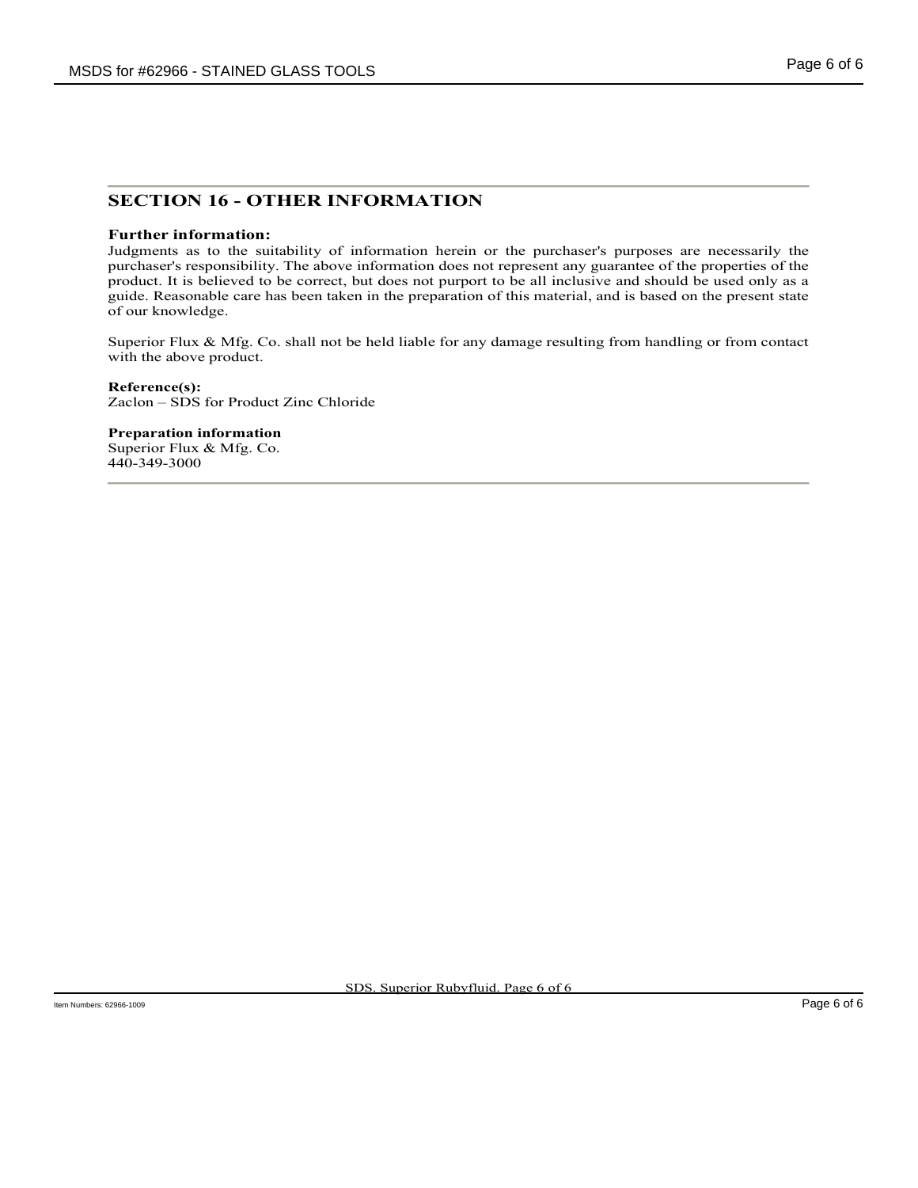## SECTION 16 - OTHER INFORMATION

**Further information:**
Judgments as to the suitability of information herein or the purchaser's purposes are necessarily the purchaser's responsibility. The above information does not represent any guarantee of the properties of the product. It is believed to be correct, but does not purport to be all inclusive and should be used only as a guide. Reasonable care has been taken in the preparation of this material, and is based on the present state of our knowledge.

Superior Flux & Mfg. Co. shall not be held liable for any damage resulting from handling or from contact with the above product.

**Reference(s):**
Zaclon – SDS for Product Zinc Chloride

**Preparation information**
Superior Flux & Mfg. Co.
440-349-3000